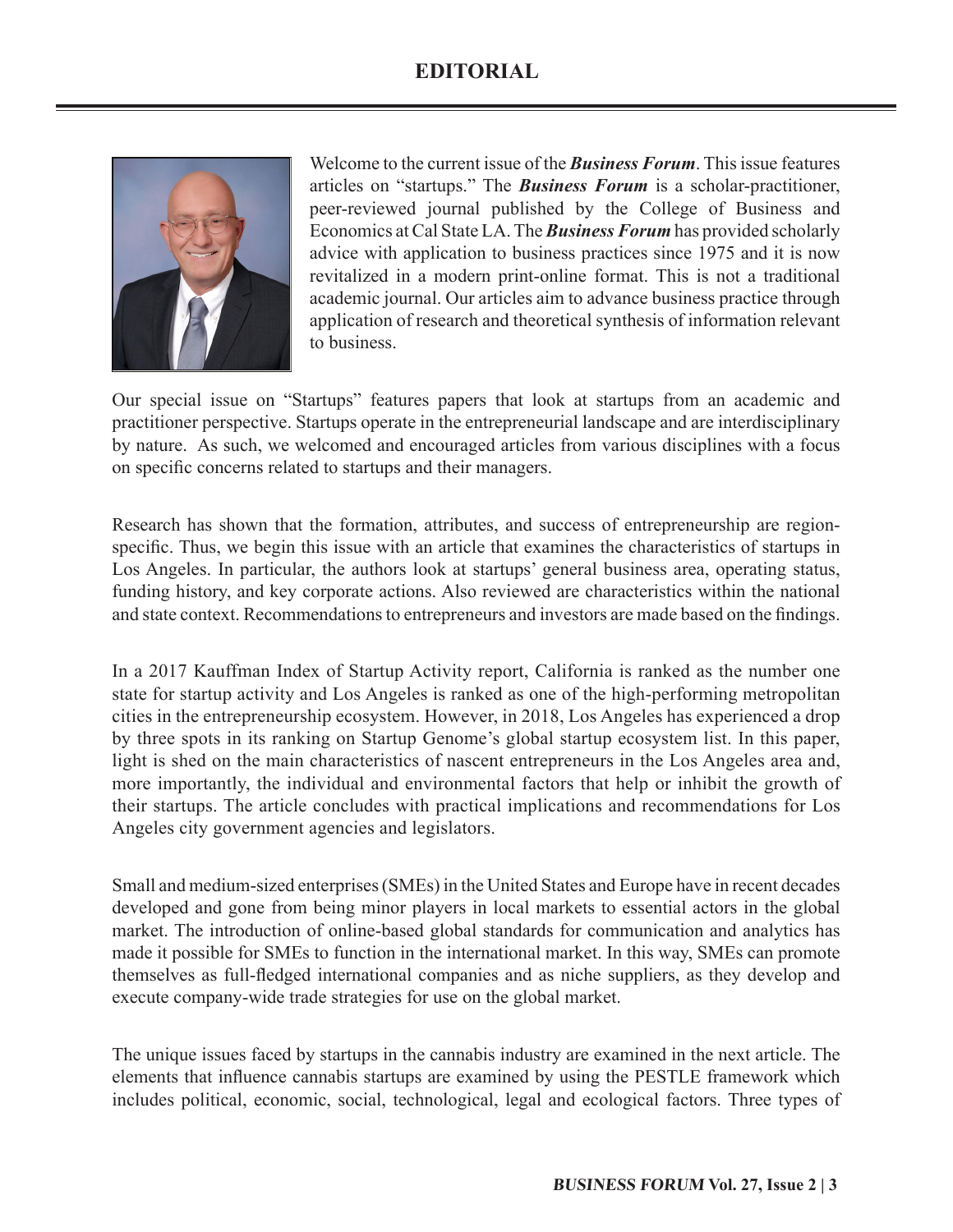# EDITORIAL

Welcome to the current issue of the ***Business Forum***. This issue features articles on "startups." The ***Business Forum*** is a scholar-practitioner, peer-reviewed journal published by the College of Business and Economics at Cal State LA. The ***Business Forum*** has provided scholarly advice with application to business practices since 1975 and it is now revitalized in a modern print-online format. This is not a traditional academic journal. Our articles aim to advance business practice through application of research and theoretical synthesis of information relevant to business.

Our special issue on "Startups" features papers that look at startups from an academic and practitioner perspective. Startups operate in the entrepreneurial landscape and are interdisciplinary by nature. As such, we welcomed and encouraged articles from various disciplines with a focus on specific concerns related to startups and their managers.

Research has shown that the formation, attributes, and success of entrepreneurship are region-specific. Thus, we begin this issue with an article that examines the characteristics of startups in Los Angeles. In particular, the authors look at startups' general business area, operating status, funding history, and key corporate actions. Also reviewed are characteristics within the national and state context. Recommendations to entrepreneurs and investors are made based on the findings.

In a 2017 Kauffman Index of Startup Activity report, California is ranked as the number one state for startup activity and Los Angeles is ranked as one of the high-performing metropolitan cities in the entrepreneurship ecosystem. However, in 2018, Los Angeles has experienced a drop by three spots in its ranking on Startup Genome's global startup ecosystem list. In this paper, light is shed on the main characteristics of nascent entrepreneurs in the Los Angeles area and, more importantly, the individual and environmental factors that help or inhibit the growth of their startups. The article concludes with practical implications and recommendations for Los Angeles city government agencies and legislators.

Small and medium-sized enterprises (SMEs) in the United States and Europe have in recent decades developed and gone from being minor players in local markets to essential actors in the global market. The introduction of online-based global standards for communication and analytics has made it possible for SMEs to function in the international market. In this way, SMEs can promote themselves as full-fledged international companies and as niche suppliers, as they develop and execute company-wide trade strategies for use on the global market.

The unique issues faced by startups in the cannabis industry are examined in the next article. The elements that influence cannabis startups are examined by using the PESTLE framework which includes political, economic, social, technological, legal and ecological factors. Three types of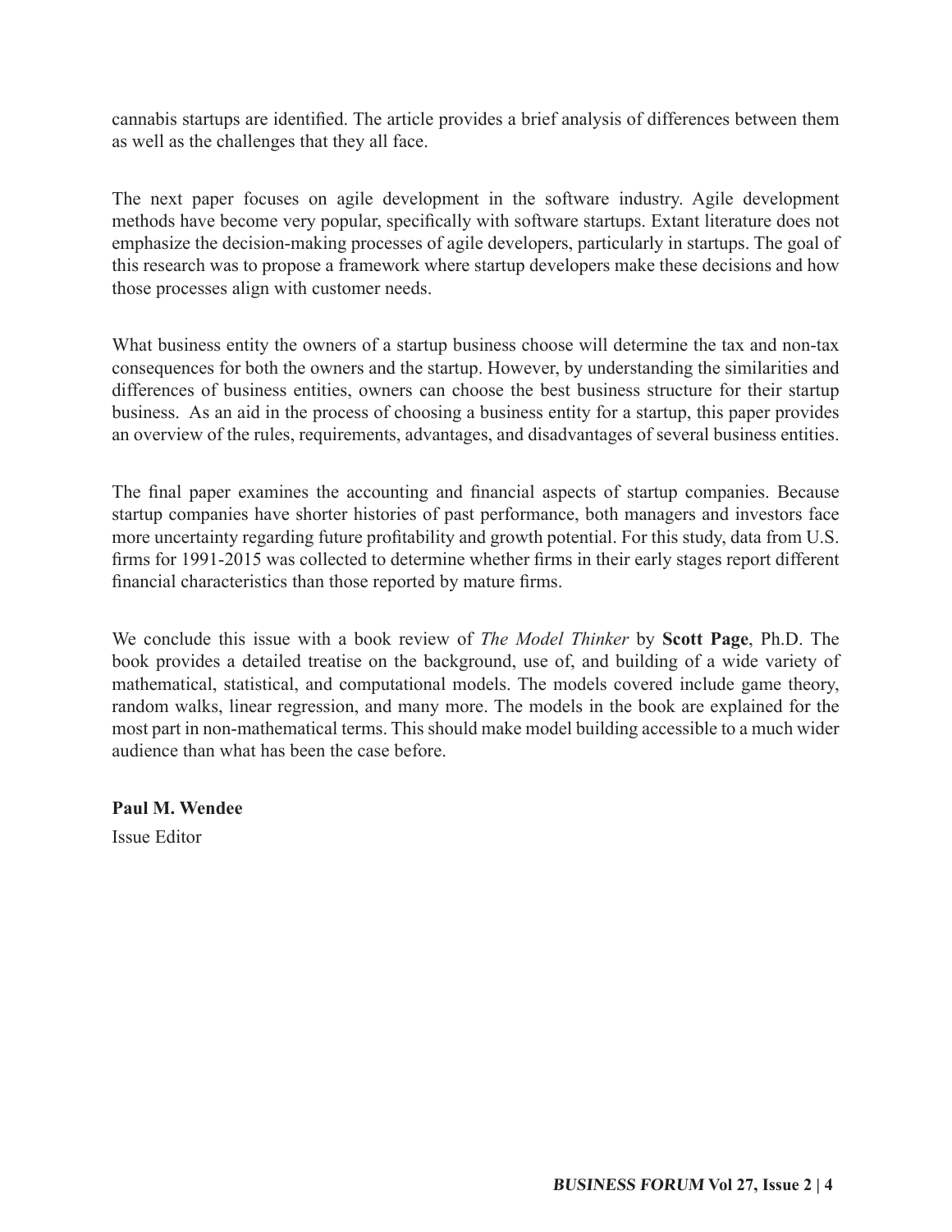cannabis startups are identified. The article provides a brief analysis of differences between them as well as the challenges that they all face.

The next paper focuses on agile development in the software industry. Agile development methods have become very popular, specifically with software startups. Extant literature does not emphasize the decision-making processes of agile developers, particularly in startups. The goal of this research was to propose a framework where startup developers make these decisions and how those processes align with customer needs.

What business entity the owners of a startup business choose will determine the tax and non-tax consequences for both the owners and the startup. However, by understanding the similarities and differences of business entities, owners can choose the best business structure for their startup business. As an aid in the process of choosing a business entity for a startup, this paper provides an overview of the rules, requirements, advantages, and disadvantages of several business entities.

The final paper examines the accounting and financial aspects of startup companies. Because startup companies have shorter histories of past performance, both managers and investors face more uncertainty regarding future profitability and growth potential. For this study, data from U.S. firms for 1991-2015 was collected to determine whether firms in their early stages report different financial characteristics than those reported by mature firms.

We conclude this issue with a book review of *The Model Thinker* by **Scott Page**, Ph.D. The book provides a detailed treatise on the background, use of, and building of a wide variety of mathematical, statistical, and computational models. The models covered include game theory, random walks, linear regression, and many more. The models in the book are explained for the most part in non-mathematical terms. This should make model building accessible to a much wider audience than what has been the case before.

**Paul M. Wendee**
Issue Editor